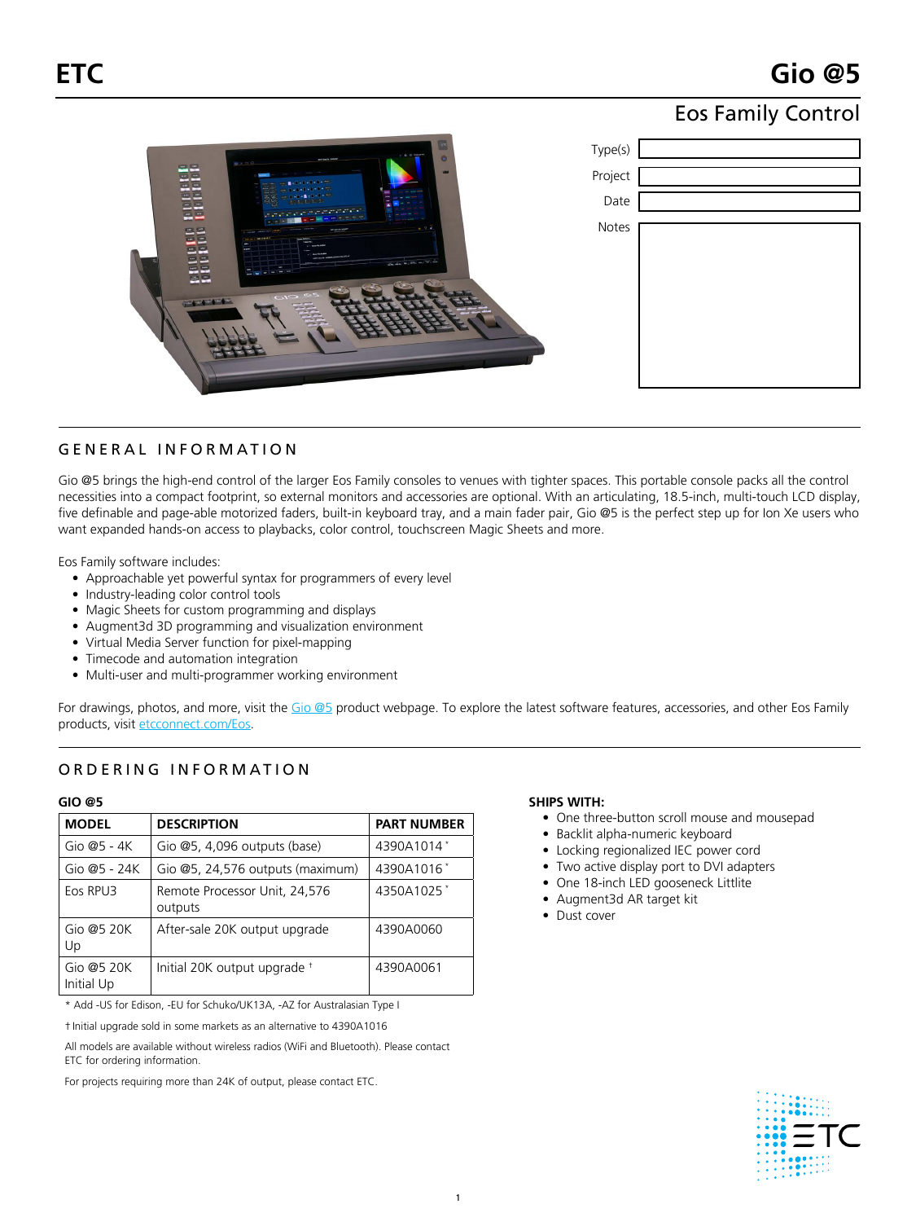ETC

# Gio @5

## Eos Family Control

| Type(s) | |
|---|---|
| Project | |
| Date | |
| Notes | |

## GENERAL INFORMATION

Gio @5 brings the high-end control of the larger Eos Family consoles to venues with tighter spaces. This portable console packs all the control necessities into a compact footprint, so external monitors and accessories are optional. With an articulating, 18.5-inch, multi-touch LCD display, five definable and page-able motorized faders, built-in keyboard tray, and a main fader pair, Gio @5 is the perfect step up for Ion Xe users who want expanded hands-on access to playbacks, color control, touchscreen Magic Sheets and more.

Eos Family software includes:

- Approachable yet powerful syntax for programmers of every level
- Industry-leading color control tools
- Magic Sheets for custom programming and displays
- Augment3d 3D programming and visualization environment
- Virtual Media Server function for pixel-mapping
- Timecode and automation integration
- Multi-user and multi-programmer working environment

For drawings, photos, and more, visit the Gio @5 product webpage. To explore the latest software features, accessories, and other Eos Family products, visit etcconnect.com/Eos.

## ORDERING INFORMATION

**GIO @5**

| MODEL | DESCRIPTION | PART NUMBER |
|---|---|---|
| Gio @5 - 4K | Gio @5, 4,096 outputs (base) | 4390A1014 * |
| Gio @5 - 24K | Gio @5, 24,576 outputs (maximum) | 4390A1016 * |
| Eos RPU3 | Remote Processor Unit, 24,576 outputs | 4350A1025 * |
| Gio @5 20K Up | After-sale 20K output upgrade | 4390A0060 |
| Gio @5 20K Initial Up | Initial 20K output upgrade † | 4390A0061 |

\* Add -US for Edison, -EU for Schuko/UK13A, -AZ for Australasian Type I

† Initial upgrade sold in some markets as an alternative to 4390A1016

All models are available without wireless radios (WiFi and Bluetooth). Please contact ETC for ordering information.

For projects requiring more than 24K of output, please contact ETC.

**SHIPS WITH:**

- One three-button scroll mouse and mousepad
- Backlit alpha-numeric keyboard
- Locking regionalized IEC power cord
- Two active display port to DVI adapters
- One 18-inch LED gooseneck Littlite
- Augment3d AR target kit
- Dust cover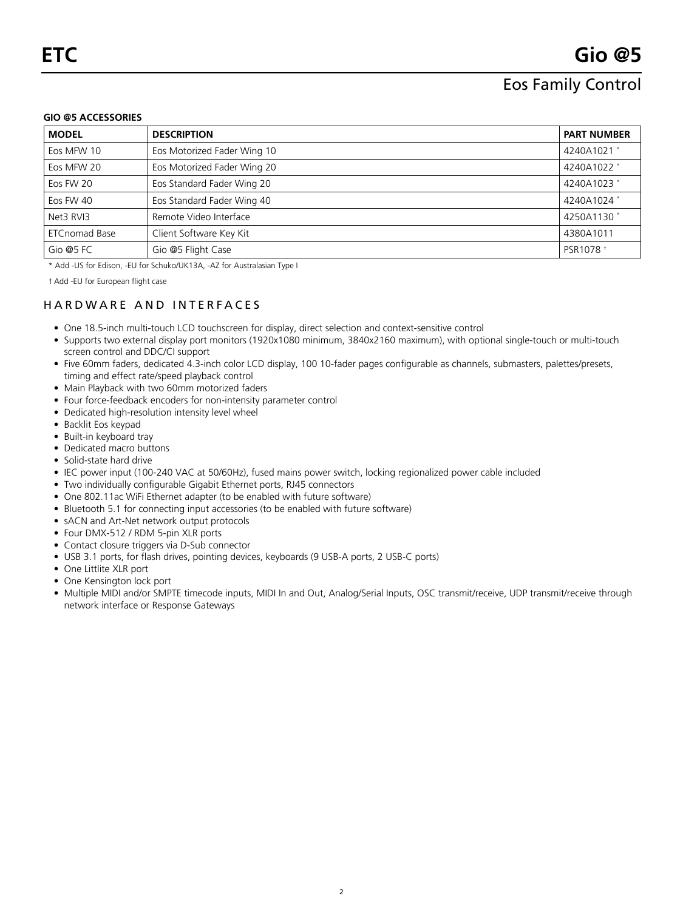### GIO @5 ACCESSORIES

| MODEL | DESCRIPTION | PART NUMBER |
|---|---|---|
| Eos MFW 10 | Eos Motorized Fader Wing 10 | 4240A1021 * |
| Eos MFW 20 | Eos Motorized Fader Wing 20 | 4240A1022 * |
| Eos FW 20 | Eos Standard Fader Wing 20 | 4240A1023 * |
| Eos FW 40 | Eos Standard Fader Wing 40 | 4240A1024 * |
| Net3 RVI3 | Remote Video Interface | 4250A1130 * |
| ETCnomad Base | Client Software Key Kit | 4380A1011 |
| Gio @5 FC | Gio @5 Flight Case | PSR1078 † |

\* Add -US for Edison, -EU for Schuko/UK13A, -AZ for Australasian Type I

† Add -EU for European flight case

## HARDWARE AND INTERFACES

- One 18.5-inch multi-touch LCD touchscreen for display, direct selection and context-sensitive control
- Supports two external display port monitors (1920x1080 minimum, 3840x2160 maximum), with optional single-touch or multi-touch screen control and DDC/CI support
- Five 60mm faders, dedicated 4.3-inch color LCD display, 100 10-fader pages configurable as channels, submasters, palettes/presets, timing and effect rate/speed playback control
- Main Playback with two 60mm motorized faders
- Four force-feedback encoders for non-intensity parameter control
- Dedicated high-resolution intensity level wheel
- Backlit Eos keypad
- Built-in keyboard tray
- Dedicated macro buttons
- Solid-state hard drive
- IEC power input (100-240 VAC at 50/60Hz), fused mains power switch, locking regionalized power cable included
- Two individually configurable Gigabit Ethernet ports, RJ45 connectors
- One 802.11ac WiFi Ethernet adapter (to be enabled with future software)
- Bluetooth 5.1 for connecting input accessories (to be enabled with future software)
- sACN and Art-Net network output protocols
- Four DMX-512 / RDM 5-pin XLR ports
- Contact closure triggers via D-Sub connector
- USB 3.1 ports, for flash drives, pointing devices, keyboards (9 USB-A ports, 2 USB-C ports)
- One Littlite XLR port
- One Kensington lock port
- Multiple MIDI and/or SMPTE timecode inputs, MIDI In and Out, Analog/Serial Inputs, OSC transmit/receive, UDP transmit/receive through network interface or Response Gateways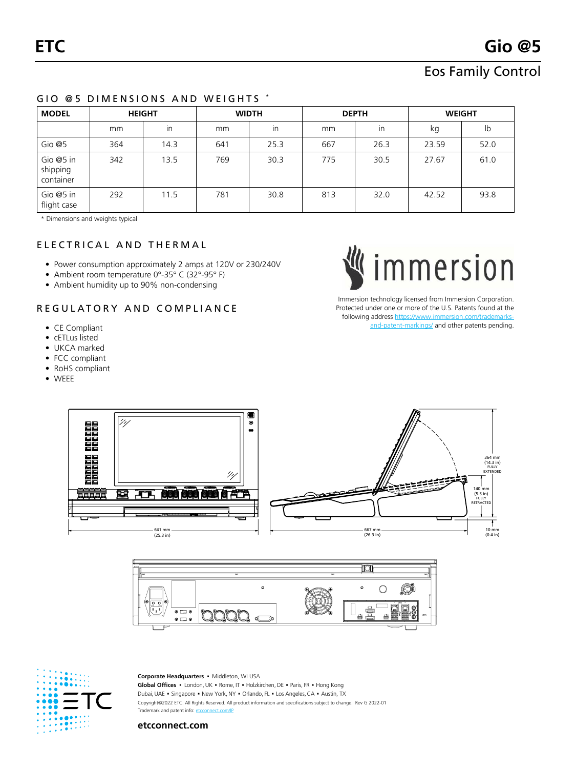# ETC

# Gio @5

## Eos Family Control

### GIO @5 DIMENSIONS AND WEIGHTS *

| MODEL | HEIGHT | | WIDTH | | DEPTH | | WEIGHT | |
|---|---|---|---|---|---|---|---|---|
| | mm | in | mm | in | mm | in | kg | lb |
| Gio @5 | 364 | 14.3 | 641 | 25.3 | 667 | 26.3 | 23.59 | 52.0 |
| Gio @5 in shipping container | 342 | 13.5 | 769 | 30.3 | 775 | 30.5 | 27.67 | 61.0 |
| Gio @5 in flight case | 292 | 11.5 | 781 | 30.8 | 813 | 32.0 | 42.52 | 93.8 |

* Dimensions and weights typical

### ELECTRICAL AND THERMAL

- Power consumption approximately 2 amps at 120V or 230/240V
- Ambient room temperature 0°-35° C (32°-95° F)
- Ambient humidity up to 90% non-condensing

### REGULATORY AND COMPLIANCE

- CE Compliant
- cETLus listed
- UKCA marked
- FCC compliant
- RoHS compliant
- WEEE

immersion

Immersion technology licensed from Immersion Corporation. Protected under one or more of the U.S. Patents found at the following address https://www.immersion.com/trademarks-and-patent-markings/ and other patents pending.

641 mm (25.3 in)

667 mm (26.3 in)

364 mm (14.3 in) FULLY EXTENDED

140 mm (5.5 in) FULLY RETRACTED

10 mm (0.4 in)

**Corporate Headquarters** ▪ Middleton, WI USA
**Global Offices** ▪ London, UK ▪ Rome, IT ▪ Holzkirchen, DE ▪ Paris, FR ▪ Hong Kong
Dubai, UAE ▪ Singapore ▪ New York, NY ▪ Orlando, FL ▪ Los Angeles, CA ▪ Austin, TX
Copyright©2022 ETC. All Rights Reserved. All product information and specifications subject to change. Rev G 2022-01
Trademark and patent info: etcconnect.com/IP

**etcconnect.com**